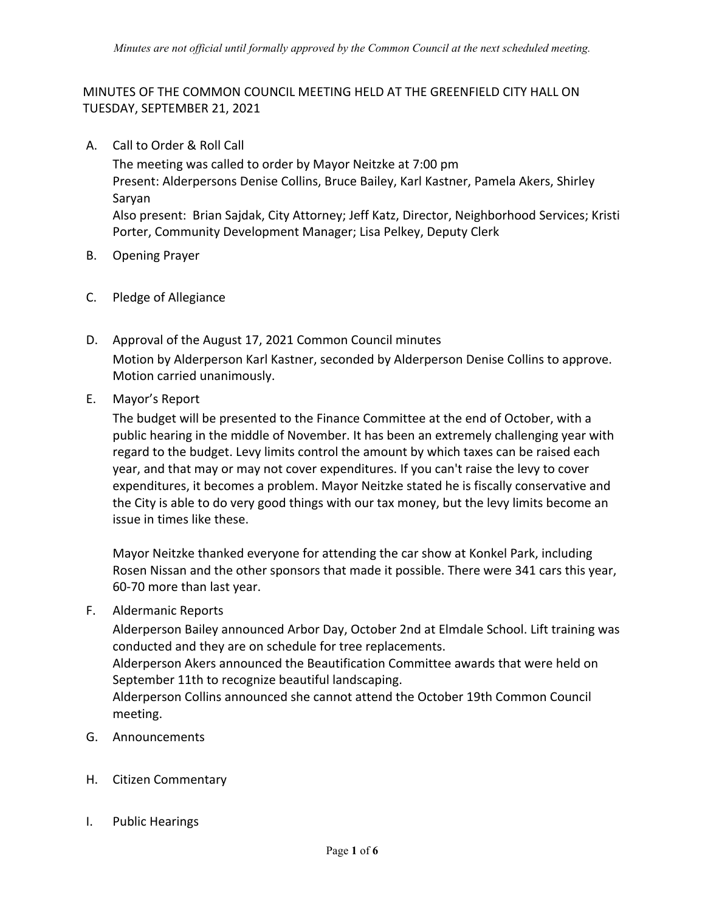*Minutes are not official until formally approved by the Common Council at the next scheduled meeting.*

# MINUTES OF THE COMMON COUNCIL MEETING HELD AT THE GREENFIELD CITY HALL ON TUESDAY, SEPTEMBER 21, 2021

A. Call to Order & Roll Call

The meeting was called to order by Mayor Neitzke at 7:00 pm
Present: Alderpersons Denise Collins, Bruce Bailey, Karl Kastner, Pamela Akers, Shirley Saryan
Also present: Brian Sajdak, City Attorney; Jeff Katz, Director, Neighborhood Services; Kristi Porter, Community Development Manager; Lisa Pelkey, Deputy Clerk

B. Opening Prayer

C. Pledge of Allegiance

D. Approval of the August 17, 2021 Common Council minutes

Motion by Alderperson Karl Kastner, seconded by Alderperson Denise Collins to approve. Motion carried unanimously.

E. Mayor's Report

The budget will be presented to the Finance Committee at the end of October, with a public hearing in the middle of November. It has been an extremely challenging year with regard to the budget. Levy limits control the amount by which taxes can be raised each year, and that may or may not cover expenditures. If you can't raise the levy to cover expenditures, it becomes a problem. Mayor Neitzke stated he is fiscally conservative and the City is able to do very good things with our tax money, but the levy limits become an issue in times like these.

Mayor Neitzke thanked everyone for attending the car show at Konkel Park, including Rosen Nissan and the other sponsors that made it possible. There were 341 cars this year, 60-70 more than last year.

F. Aldermanic Reports

Alderperson Bailey announced Arbor Day, October 2nd at Elmdale School. Lift training was conducted and they are on schedule for tree replacements.
Alderperson Akers announced the Beautification Committee awards that were held on September 11th to recognize beautiful landscaping.
Alderperson Collins announced she cannot attend the October 19th Common Council meeting.

G. Announcements

H. Citizen Commentary

I. Public Hearings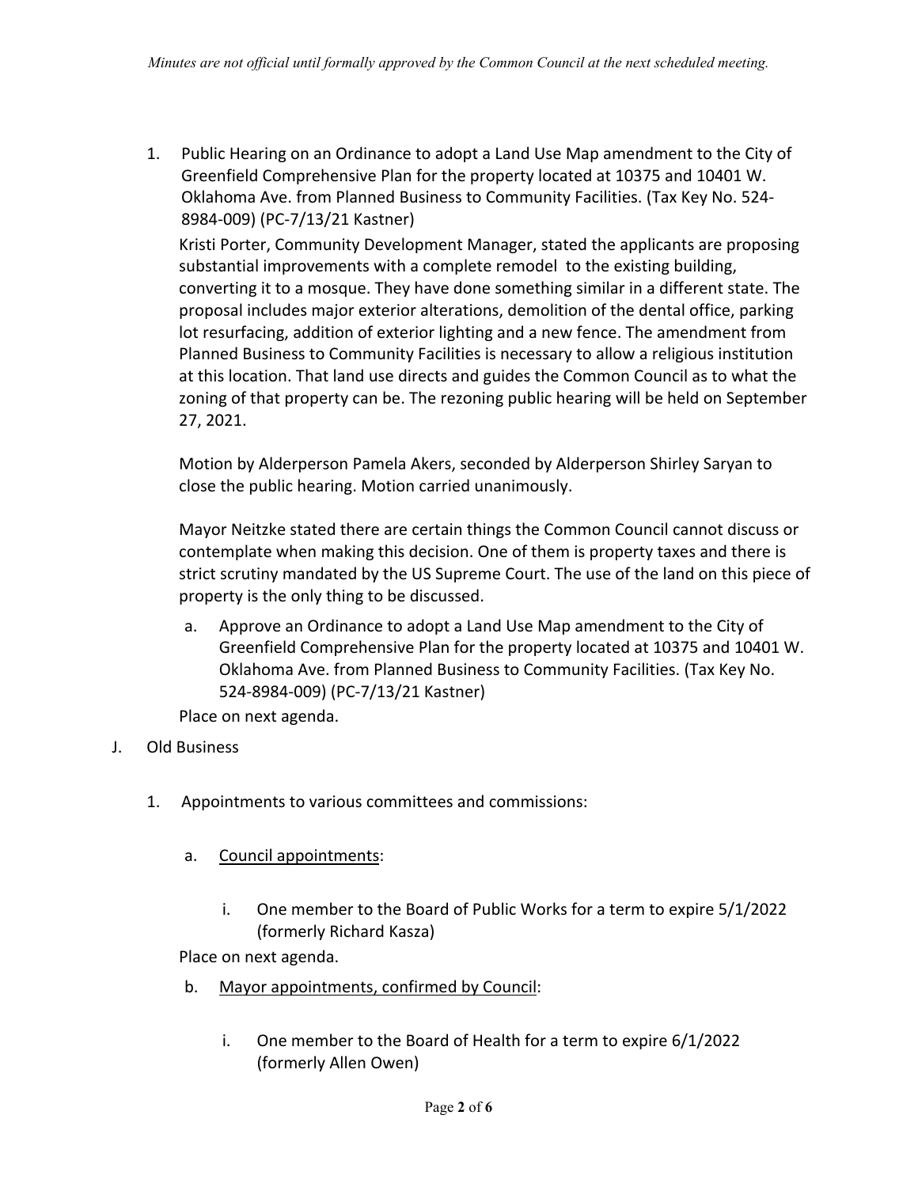1. Public Hearing on an Ordinance to adopt a Land Use Map amendment to the City of Greenfield Comprehensive Plan for the property located at 10375 and 10401 W. Oklahoma Ave. from Planned Business to Community Facilities. (Tax Key No. 524-8984-009) (PC-7/13/21 Kastner)

   Kristi Porter, Community Development Manager, stated the applicants are proposing substantial improvements with a complete remodel to the existing building, converting it to a mosque. They have done something similar in a different state. The proposal includes major exterior alterations, demolition of the dental office, parking lot resurfacing, addition of exterior lighting and a new fence. The amendment from Planned Business to Community Facilities is necessary to allow a religious institution at this location. That land use directs and guides the Common Council as to what the zoning of that property can be. The rezoning public hearing will be held on September 27, 2021.

   Motion by Alderperson Pamela Akers, seconded by Alderperson Shirley Saryan to close the public hearing. Motion carried unanimously.

   Mayor Neitzke stated there are certain things the Common Council cannot discuss or contemplate when making this decision. One of them is property taxes and there is strict scrutiny mandated by the US Supreme Court. The use of the land on this piece of property is the only thing to be discussed.

   a. Approve an Ordinance to adopt a Land Use Map amendment to the City of Greenfield Comprehensive Plan for the property located at 10375 and 10401 W. Oklahoma Ave. from Planned Business to Community Facilities. (Tax Key No. 524-8984-009) (PC-7/13/21 Kastner)

   Place on next agenda.

J. Old Business

   1. Appointments to various committees and commissions:

      a. Council appointments:

         i. One member to the Board of Public Works for a term to expire 5/1/2022 (formerly Richard Kasza)

      Place on next agenda.

      b. Mayor appointments, confirmed by Council:

         i. One member to the Board of Health for a term to expire 6/1/2022 (formerly Allen Owen)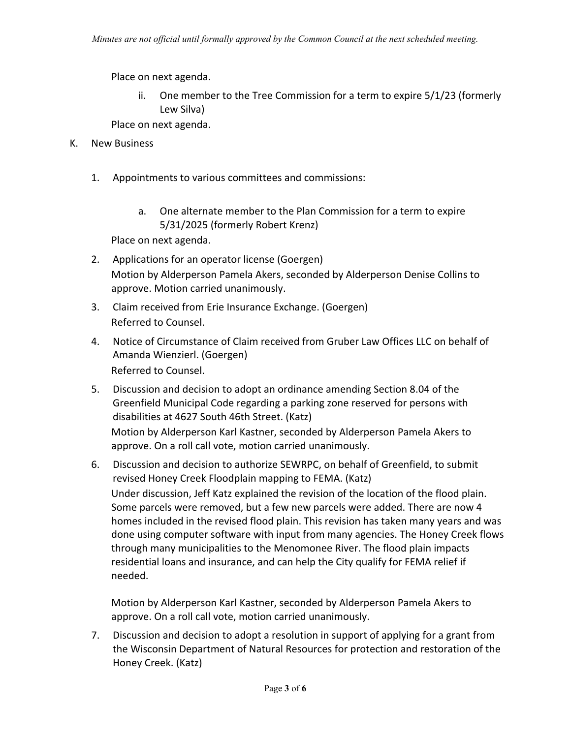Place on next agenda.

ii. One member to the Tree Commission for a term to expire 5/1/23 (formerly Lew Silva)

Place on next agenda.

K. New Business

1. Appointments to various committees and commissions:

   a. One alternate member to the Plan Commission for a term to expire 5/31/2025 (formerly Robert Krenz)

   Place on next agenda.

2. Applications for an operator license (Goergen)

   Motion by Alderperson Pamela Akers, seconded by Alderperson Denise Collins to approve. Motion carried unanimously.

3. Claim received from Erie Insurance Exchange. (Goergen)

   Referred to Counsel.

4. Notice of Circumstance of Claim received from Gruber Law Offices LLC on behalf of Amanda Wienzierl. (Goergen)

   Referred to Counsel.

5. Discussion and decision to adopt an ordinance amending Section 8.04 of the Greenfield Municipal Code regarding a parking zone reserved for persons with disabilities at 4627 South 46th Street. (Katz)

   Motion by Alderperson Karl Kastner, seconded by Alderperson Pamela Akers to approve. On a roll call vote, motion carried unanimously.

6. Discussion and decision to authorize SEWRPC, on behalf of Greenfield, to submit revised Honey Creek Floodplain mapping to FEMA. (Katz)

   Under discussion, Jeff Katz explained the revision of the location of the flood plain. Some parcels were removed, but a few new parcels were added. There are now 4 homes included in the revised flood plain. This revision has taken many years and was done using computer software with input from many agencies. The Honey Creek flows through many municipalities to the Menomonee River. The flood plain impacts residential loans and insurance, and can help the City qualify for FEMA relief if needed.

   Motion by Alderperson Karl Kastner, seconded by Alderperson Pamela Akers to approve. On a roll call vote, motion carried unanimously.

7. Discussion and decision to adopt a resolution in support of applying for a grant from the Wisconsin Department of Natural Resources for protection and restoration of the Honey Creek. (Katz)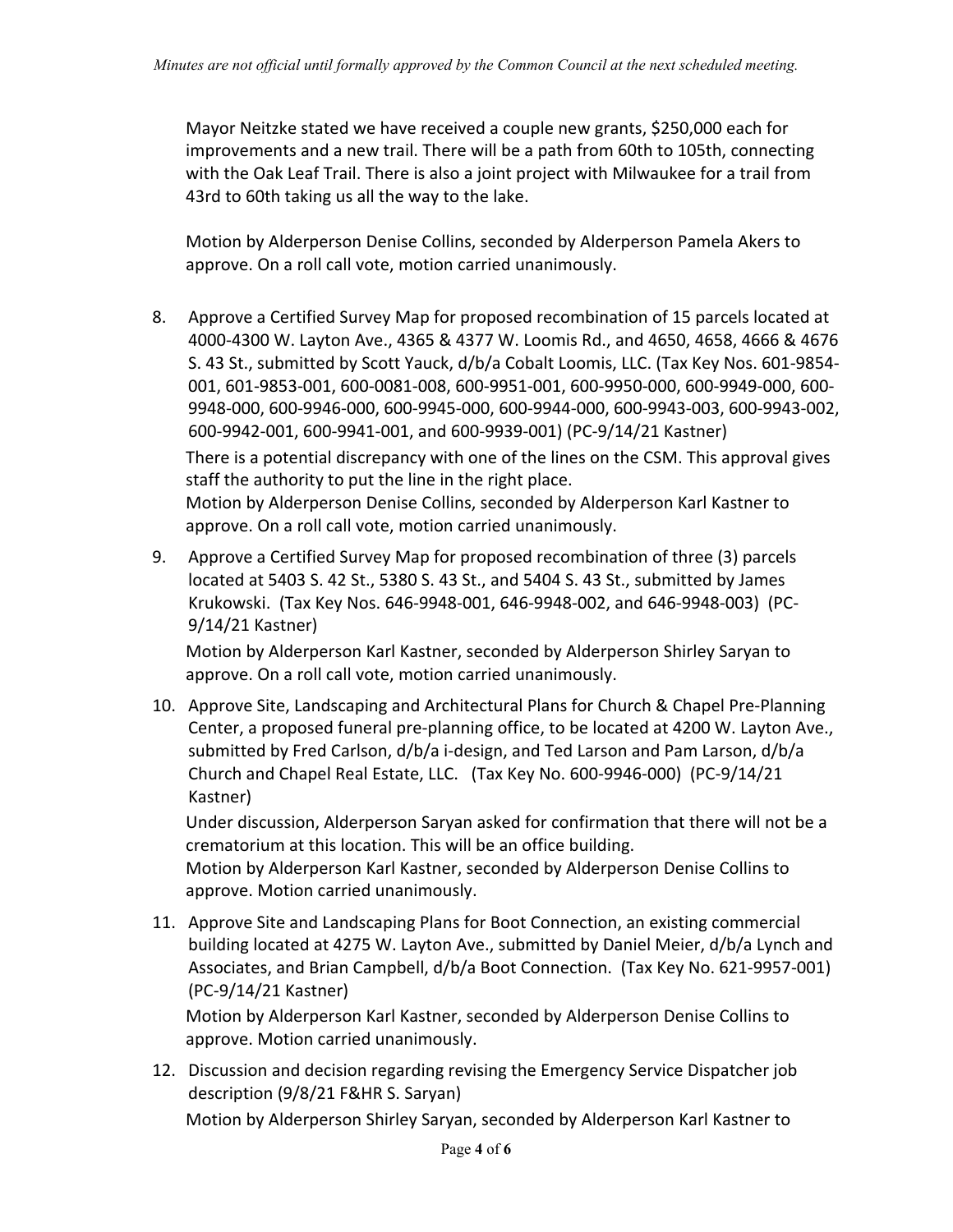Mayor Neitzke stated we have received a couple new grants, $250,000 each for improvements and a new trail. There will be a path from 60th to 105th, connecting with the Oak Leaf Trail. There is also a joint project with Milwaukee for a trail from 43rd to 60th taking us all the way to the lake.

Motion by Alderperson Denise Collins, seconded by Alderperson Pamela Akers to approve. On a roll call vote, motion carried unanimously.

8. Approve a Certified Survey Map for proposed recombination of 15 parcels located at 4000-4300 W. Layton Ave., 4365 & 4377 W. Loomis Rd., and 4650, 4658, 4666 & 4676 S. 43 St., submitted by Scott Yauck, d/b/a Cobalt Loomis, LLC. (Tax Key Nos. 601-9854-001, 601-9853-001, 600-0081-008, 600-9951-001, 600-9950-000, 600-9949-000, 600-9948-000, 600-9946-000, 600-9945-000, 600-9944-000, 600-9943-003, 600-9943-002, 600-9942-001, 600-9941-001, and 600-9939-001) (PC-9/14/21 Kastner)

   There is a potential discrepancy with one of the lines on the CSM. This approval gives staff the authority to put the line in the right place.
   Motion by Alderperson Denise Collins, seconded by Alderperson Karl Kastner to approve. On a roll call vote, motion carried unanimously.

9. Approve a Certified Survey Map for proposed recombination of three (3) parcels located at 5403 S. 42 St., 5380 S. 43 St., and 5404 S. 43 St., submitted by James Krukowski. (Tax Key Nos. 646-9948-001, 646-9948-002, and 646-9948-003) (PC-9/14/21 Kastner)

   Motion by Alderperson Karl Kastner, seconded by Alderperson Shirley Saryan to approve. On a roll call vote, motion carried unanimously.

10. Approve Site, Landscaping and Architectural Plans for Church & Chapel Pre-Planning Center, a proposed funeral pre-planning office, to be located at 4200 W. Layton Ave., submitted by Fred Carlson, d/b/a i-design, and Ted Larson and Pam Larson, d/b/a Church and Chapel Real Estate, LLC. (Tax Key No. 600-9946-000) (PC-9/14/21 Kastner)

    Under discussion, Alderperson Saryan asked for confirmation that there will not be a crematorium at this location. This will be an office building.
    Motion by Alderperson Karl Kastner, seconded by Alderperson Denise Collins to approve. Motion carried unanimously.

11. Approve Site and Landscaping Plans for Boot Connection, an existing commercial building located at 4275 W. Layton Ave., submitted by Daniel Meier, d/b/a Lynch and Associates, and Brian Campbell, d/b/a Boot Connection. (Tax Key No. 621-9957-001) (PC-9/14/21 Kastner)

    Motion by Alderperson Karl Kastner, seconded by Alderperson Denise Collins to approve. Motion carried unanimously.

12. Discussion and decision regarding revising the Emergency Service Dispatcher job description (9/8/21 F&HR S. Saryan)

    Motion by Alderperson Shirley Saryan, seconded by Alderperson Karl Kastner to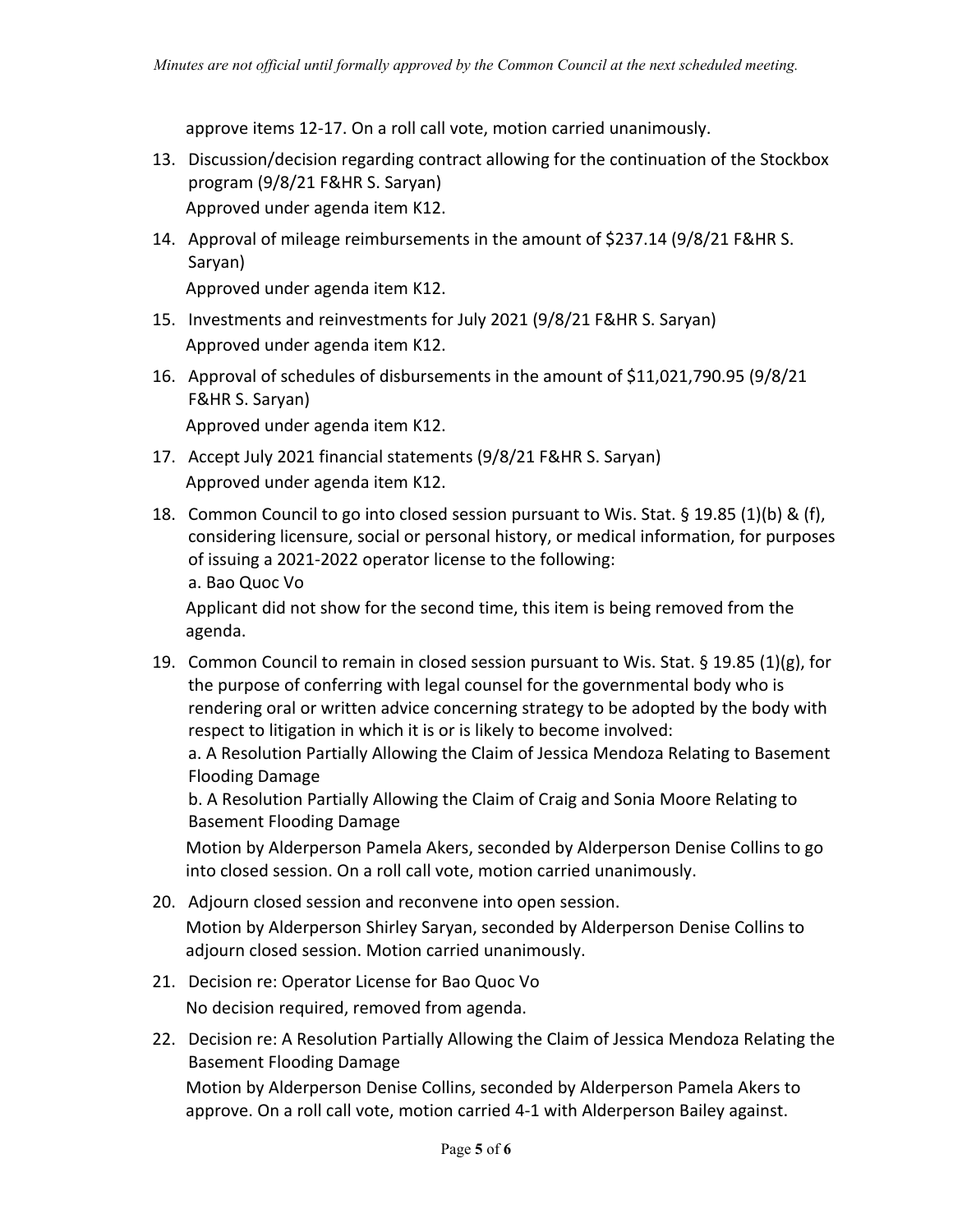approve items 12-17. On a roll call vote, motion carried unanimously.

13. Discussion/decision regarding contract allowing for the continuation of the Stockbox program (9/8/21 F&HR S. Saryan)
    Approved under agenda item K12.

14. Approval of mileage reimbursements in the amount of $237.14 (9/8/21 F&HR S. Saryan)
    Approved under agenda item K12.

15. Investments and reinvestments for July 2021 (9/8/21 F&HR S. Saryan)
    Approved under agenda item K12.

16. Approval of schedules of disbursements in the amount of $11,021,790.95 (9/8/21 F&HR S. Saryan)
    Approved under agenda item K12.

17. Accept July 2021 financial statements (9/8/21 F&HR S. Saryan)
    Approved under agenda item K12.

18. Common Council to go into closed session pursuant to Wis. Stat. § 19.85 (1)(b) & (f), considering licensure, social or personal history, or medical information, for purposes of issuing a 2021-2022 operator license to the following:
    a. Bao Quoc Vo
    Applicant did not show for the second time, this item is being removed from the agenda.

19. Common Council to remain in closed session pursuant to Wis. Stat. § 19.85 (1)(g), for the purpose of conferring with legal counsel for the governmental body who is rendering oral or written advice concerning strategy to be adopted by the body with respect to litigation in which it is or is likely to become involved:
    a. A Resolution Partially Allowing the Claim of Jessica Mendoza Relating to Basement Flooding Damage
    b. A Resolution Partially Allowing the Claim of Craig and Sonia Moore Relating to Basement Flooding Damage
    Motion by Alderperson Pamela Akers, seconded by Alderperson Denise Collins to go into closed session. On a roll call vote, motion carried unanimously.

20. Adjourn closed session and reconvene into open session.
    Motion by Alderperson Shirley Saryan, seconded by Alderperson Denise Collins to adjourn closed session. Motion carried unanimously.

21. Decision re: Operator License for Bao Quoc Vo
    No decision required, removed from agenda.

22. Decision re: A Resolution Partially Allowing the Claim of Jessica Mendoza Relating the Basement Flooding Damage
    Motion by Alderperson Denise Collins, seconded by Alderperson Pamela Akers to approve. On a roll call vote, motion carried 4-1 with Alderperson Bailey against.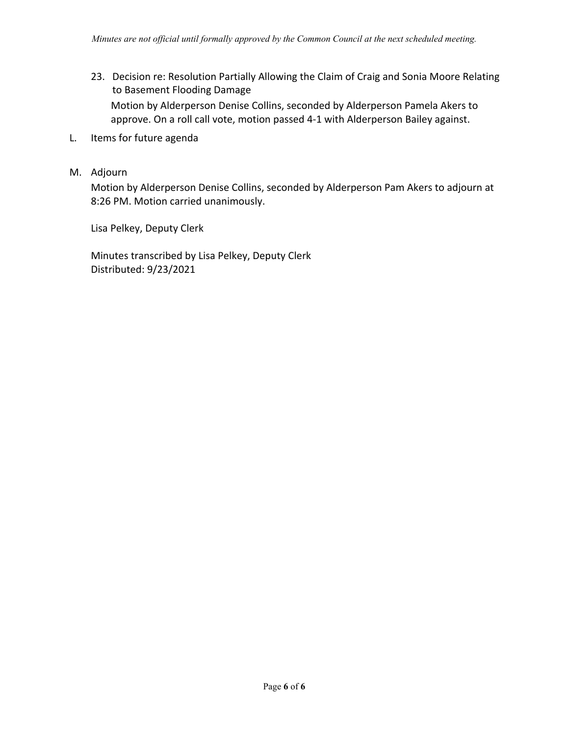23. Decision re: Resolution Partially Allowing the Claim of Craig and Sonia Moore Relating to Basement Flooding Damage

    Motion by Alderperson Denise Collins, seconded by Alderperson Pamela Akers to approve. On a roll call vote, motion passed 4-1 with Alderperson Bailey against.

L. Items for future agenda

M. Adjourn

   Motion by Alderperson Denise Collins, seconded by Alderperson Pam Akers to adjourn at 8:26 PM. Motion carried unanimously.

   Lisa Pelkey, Deputy Clerk

   Minutes transcribed by Lisa Pelkey, Deputy Clerk
   Distributed: 9/23/2021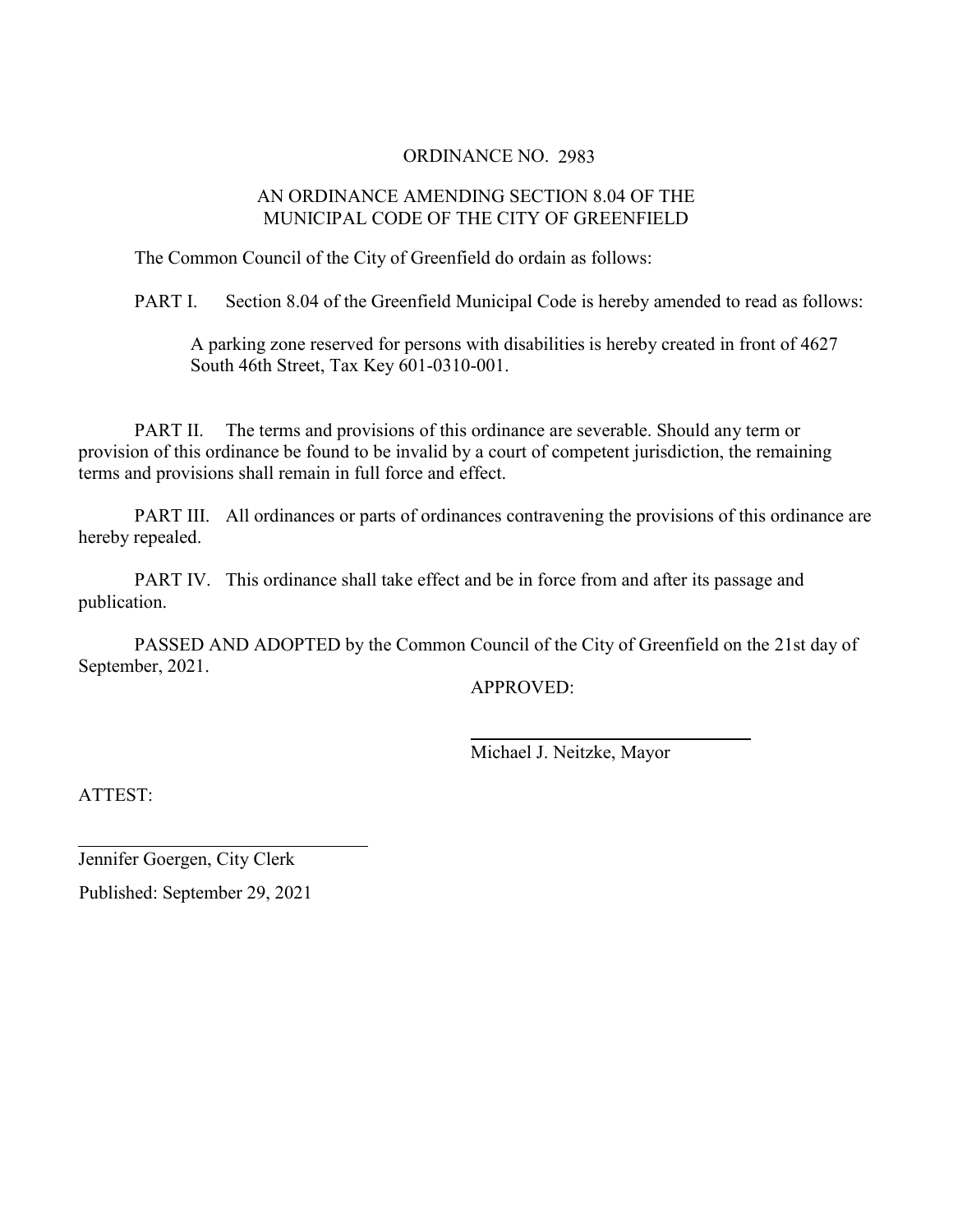# ORDINANCE NO. 2983

## AN ORDINANCE AMENDING SECTION 8.04 OF THE MUNICIPAL CODE OF THE CITY OF GREENFIELD

The Common Council of the City of Greenfield do ordain as follows:

PART I. Section 8.04 of the Greenfield Municipal Code is hereby amended to read as follows:

> A parking zone reserved for persons with disabilities is hereby created in front of 4627 South 46th Street, Tax Key 601-0310-001.

PART II. The terms and provisions of this ordinance are severable. Should any term or provision of this ordinance be found to be invalid by a court of competent jurisdiction, the remaining terms and provisions shall remain in full force and effect.

PART III. All ordinances or parts of ordinances contravening the provisions of this ordinance are hereby repealed.

PART IV. This ordinance shall take effect and be in force from and after its passage and publication.

PASSED AND ADOPTED by the Common Council of the City of Greenfield on the 21st day of September, 2021.

APPROVED:

\_\_\_\_\_\_\_\_\_\_\_\_\_\_\_\_\_\_\_\_\_\_\_\_\_\_\_\_\_\_
Michael J. Neitzke, Mayor

ATTEST:

\_\_\_\_\_\_\_\_\_\_\_\_\_\_\_\_\_\_\_\_\_\_\_\_\_\_\_\_\_\_
Jennifer Goergen, City Clerk

Published: September 29, 2021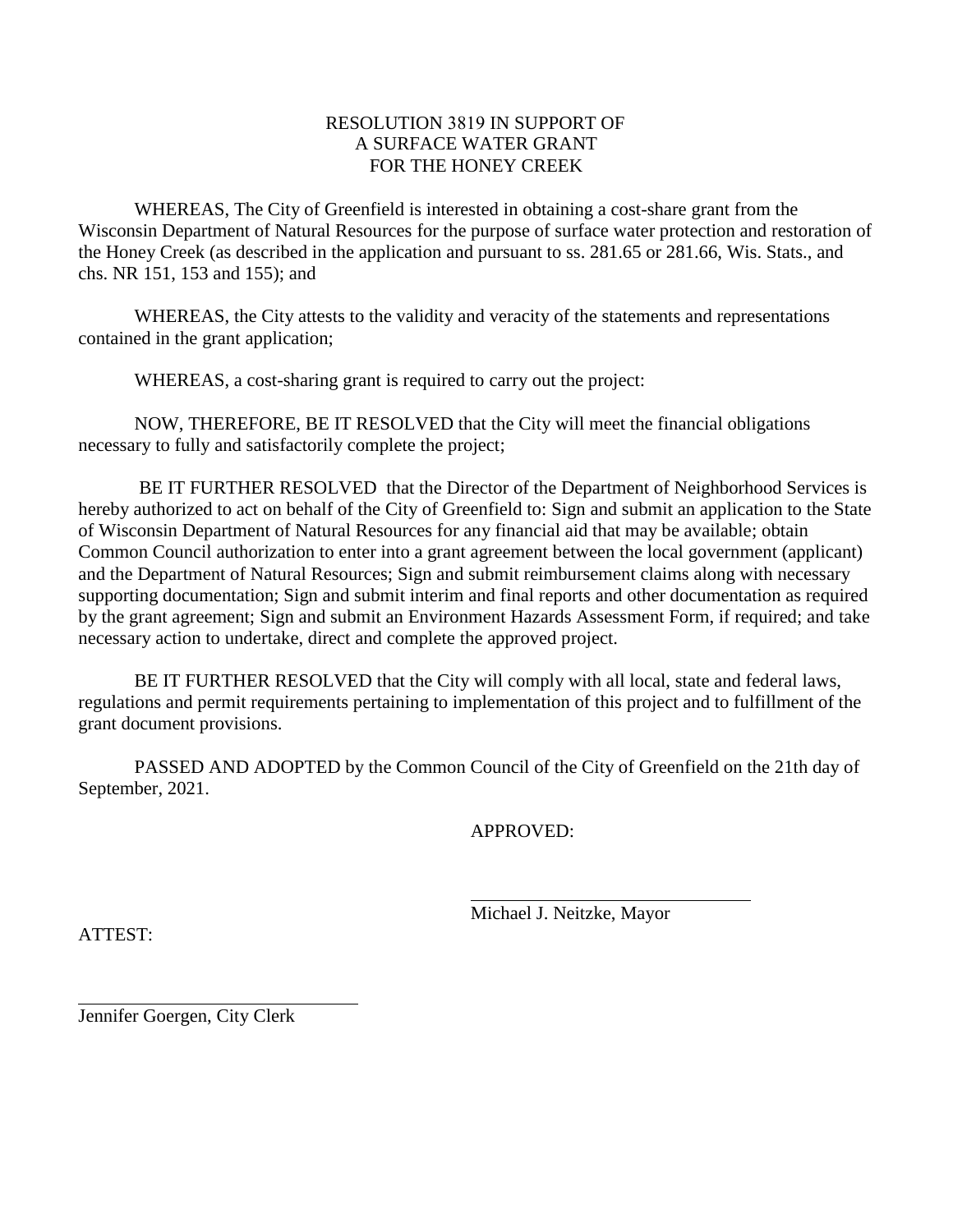# RESOLUTION 3819 IN SUPPORT OF A SURFACE WATER GRANT FOR THE HONEY CREEK

WHEREAS, The City of Greenfield is interested in obtaining a cost-share grant from the Wisconsin Department of Natural Resources for the purpose of surface water protection and restoration of the Honey Creek (as described in the application and pursuant to ss. 281.65 or 281.66, Wis. Stats., and chs. NR 151, 153 and 155); and

WHEREAS, the City attests to the validity and veracity of the statements and representations contained in the grant application;

WHEREAS, a cost-sharing grant is required to carry out the project:

NOW, THEREFORE, BE IT RESOLVED that the City will meet the financial obligations necessary to fully and satisfactorily complete the project;

BE IT FURTHER RESOLVED that the Director of the Department of Neighborhood Services is hereby authorized to act on behalf of the City of Greenfield to: Sign and submit an application to the State of Wisconsin Department of Natural Resources for any financial aid that may be available; obtain Common Council authorization to enter into a grant agreement between the local government (applicant) and the Department of Natural Resources; Sign and submit reimbursement claims along with necessary supporting documentation; Sign and submit interim and final reports and other documentation as required by the grant agreement; Sign and submit an Environment Hazards Assessment Form, if required; and take necessary action to undertake, direct and complete the approved project.

BE IT FURTHER RESOLVED that the City will comply with all local, state and federal laws, regulations and permit requirements pertaining to implementation of this project and to fulfillment of the grant document provisions.

PASSED AND ADOPTED by the Common Council of the City of Greenfield on the 21th day of September, 2021.

APPROVED:

\_\_\_\_\_\_\_\_\_\_\_\_\_\_\_\_\_\_\_\_\_\_\_\_\_\_\_\_\_\_
Michael J. Neitzke, Mayor

ATTEST:

\_\_\_\_\_\_\_\_\_\_\_\_\_\_\_\_\_\_\_\_\_\_\_\_\_\_\_\_\_\_
Jennifer Goergen, City Clerk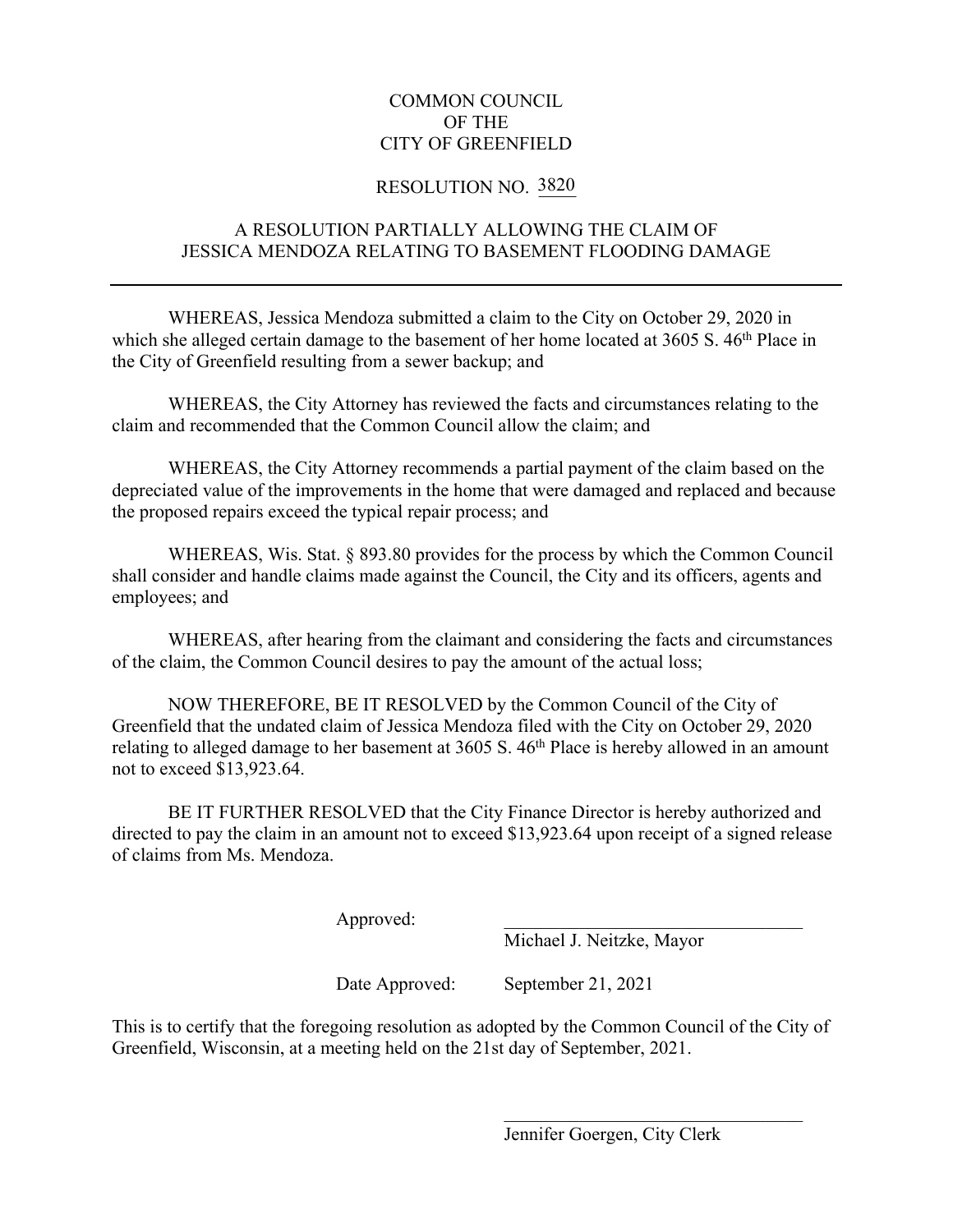COMMON COUNCIL
OF THE
CITY OF GREENFIELD

RESOLUTION NO. 3820

A RESOLUTION PARTIALLY ALLOWING THE CLAIM OF JESSICA MENDOZA RELATING TO BASEMENT FLOODING DAMAGE

---

WHEREAS, Jessica Mendoza submitted a claim to the City on October 29, 2020 in which she alleged certain damage to the basement of her home located at 3605 S. 46th Place in the City of Greenfield resulting from a sewer backup; and

WHEREAS, the City Attorney has reviewed the facts and circumstances relating to the claim and recommended that the Common Council allow the claim; and

WHEREAS, the City Attorney recommends a partial payment of the claim based on the depreciated value of the improvements in the home that were damaged and replaced and because the proposed repairs exceed the typical repair process; and

WHEREAS, Wis. Stat. § 893.80 provides for the process by which the Common Council shall consider and handle claims made against the Council, the City and its officers, agents and employees; and

WHEREAS, after hearing from the claimant and considering the facts and circumstances of the claim, the Common Council desires to pay the amount of the actual loss;

NOW THEREFORE, BE IT RESOLVED by the Common Council of the City of Greenfield that the undated claim of Jessica Mendoza filed with the City on October 29, 2020 relating to alleged damage to her basement at 3605 S. 46th Place is hereby allowed in an amount not to exceed $13,923.64.

BE IT FURTHER RESOLVED that the City Finance Director is hereby authorized and directed to pay the claim in an amount not to exceed $13,923.64 upon receipt of a signed release of claims from Ms. Mendoza.

Approved: ________________________________
Michael J. Neitzke, Mayor

Date Approved: September 21, 2021

This is to certify that the foregoing resolution as adopted by the Common Council of the City of Greenfield, Wisconsin, at a meeting held on the 21st day of September, 2021.

________________________________
Jennifer Goergen, City Clerk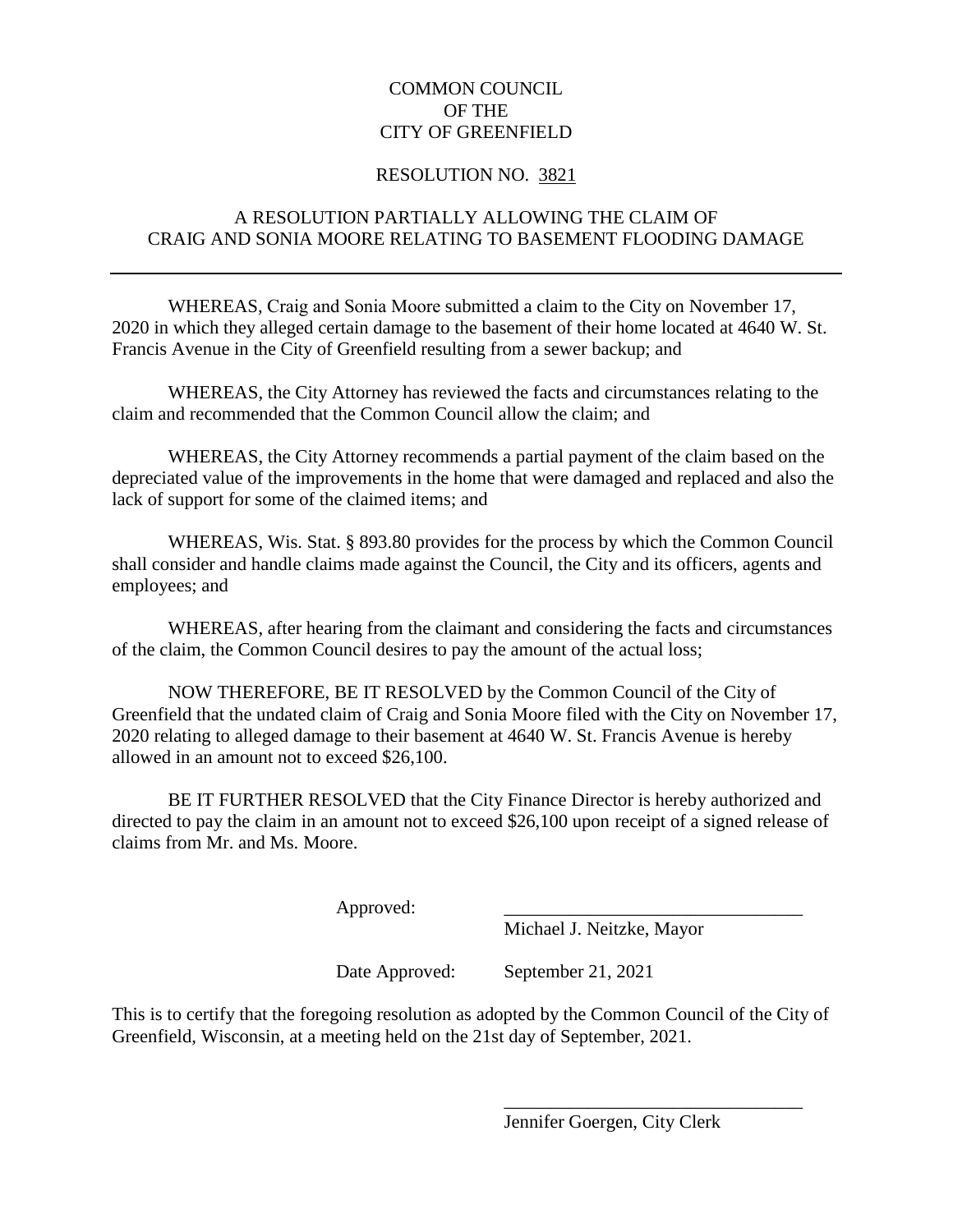COMMON COUNCIL
OF THE
CITY OF GREENFIELD

RESOLUTION NO. 3821

A RESOLUTION PARTIALLY ALLOWING THE CLAIM OF
CRAIG AND SONIA MOORE RELATING TO BASEMENT FLOODING DAMAGE

---

WHEREAS, Craig and Sonia Moore submitted a claim to the City on November 17, 2020 in which they alleged certain damage to the basement of their home located at 4640 W. St. Francis Avenue in the City of Greenfield resulting from a sewer backup; and

WHEREAS, the City Attorney has reviewed the facts and circumstances relating to the claim and recommended that the Common Council allow the claim; and

WHEREAS, the City Attorney recommends a partial payment of the claim based on the depreciated value of the improvements in the home that were damaged and replaced and also the lack of support for some of the claimed items; and

WHEREAS, Wis. Stat. § 893.80 provides for the process by which the Common Council shall consider and handle claims made against the Council, the City and its officers, agents and employees; and

WHEREAS, after hearing from the claimant and considering the facts and circumstances of the claim, the Common Council desires to pay the amount of the actual loss;

NOW THEREFORE, BE IT RESOLVED by the Common Council of the City of Greenfield that the undated claim of Craig and Sonia Moore filed with the City on November 17, 2020 relating to alleged damage to their basement at 4640 W. St. Francis Avenue is hereby allowed in an amount not to exceed $26,100.

BE IT FURTHER RESOLVED that the City Finance Director is hereby authorized and directed to pay the claim in an amount not to exceed $26,100 upon receipt of a signed release of claims from Mr. and Ms. Moore.

Approved: ________________________________
Michael J. Neitzke, Mayor

Date Approved: September 21, 2021

This is to certify that the foregoing resolution as adopted by the Common Council of the City of Greenfield, Wisconsin, at a meeting held on the 21st day of September, 2021.

________________________________
Jennifer Goergen, City Clerk